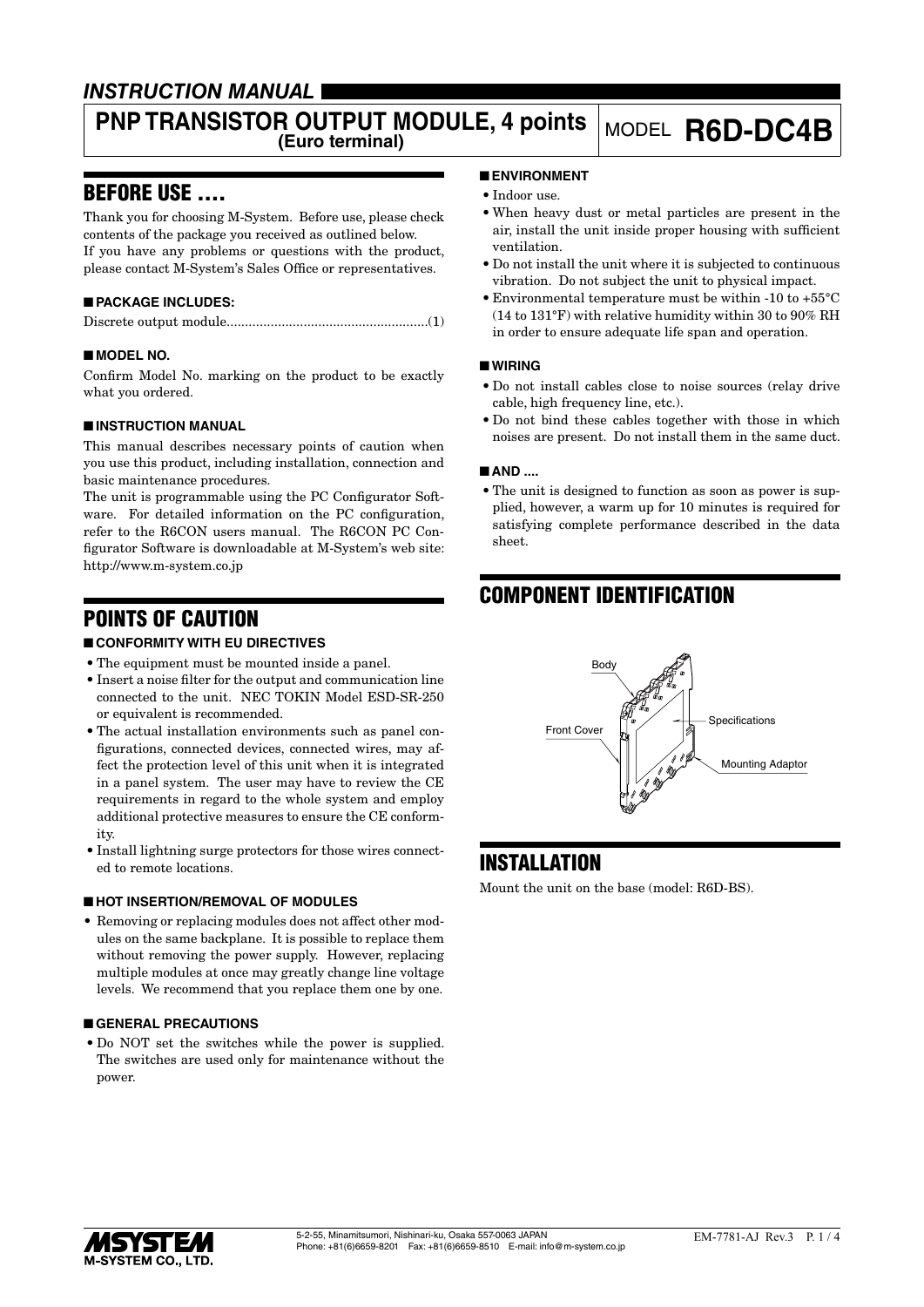## *INSTRUCTION MANUAL*

# PNP TRANSISTOR OUTPUT MODULE, 4 points (Euro terminal)

MODEL **R6D-DC4B**

## BEFORE USE ....

Thank you for choosing M-System. Before use, please check contents of the package you received as outlined below.
If you have any problems or questions with the product, please contact M-System's Sales Office or representatives.

### ■ PACKAGE INCLUDES:

Discrete output module.......................................................(1)

### ■ MODEL NO.

Confirm Model No. marking on the product to be exactly what you ordered.

### ■ INSTRUCTION MANUAL

This manual describes necessary points of caution when you use this product, including installation, connection and basic maintenance procedures.
The unit is programmable using the PC Configurator Software. For detailed information on the PC configuration, refer to the R6CON users manual. The R6CON PC Configurator Software is downloadable at M-System's web site: http://www.m-system.co.jp

## POINTS OF CAUTION

### ■ CONFORMITY WITH EU DIRECTIVES

- The equipment must be mounted inside a panel.
- Insert a noise filter for the output and communication line connected to the unit. NEC TOKIN Model ESD-SR-250 or equivalent is recommended.
- The actual installation environments such as panel configurations, connected devices, connected wires, may affect the protection level of this unit when it is integrated in a panel system. The user may have to review the CE requirements in regard to the whole system and employ additional protective measures to ensure the CE conformity.
- Install lightning surge protectors for those wires connected to remote locations.

### ■ HOT INSERTION/REMOVAL OF MODULES

- Removing or replacing modules does not affect other modules on the same backplane. It is possible to replace them without removing the power supply. However, replacing multiple modules at once may greatly change line voltage levels. We recommend that you replace them one by one.

### ■ GENERAL PRECAUTIONS

- Do NOT set the switches while the power is supplied. The switches are used only for maintenance without the power.

### ■ ENVIRONMENT

- Indoor use.
- When heavy dust or metal particles are present in the air, install the unit inside proper housing with sufficient ventilation.
- Do not install the unit where it is subjected to continuous vibration. Do not subject the unit to physical impact.
- Environmental temperature must be within -10 to +55°C (14 to 131°F) with relative humidity within 30 to 90% RH in order to ensure adequate life span and operation.

### ■ WIRING

- Do not install cables close to noise sources (relay drive cable, high frequency line, etc.).
- Do not bind these cables together with those in which noises are present. Do not install them in the same duct.

### ■ AND ....

- The unit is designed to function as soon as power is supplied, however, a warm up for 10 minutes is required for satisfying complete performance described in the data sheet.

## COMPONENT IDENTIFICATION

Body
Front Cover
Specifications
Mounting Adaptor

## INSTALLATION

Mount the unit on the base (model: R6D-BS).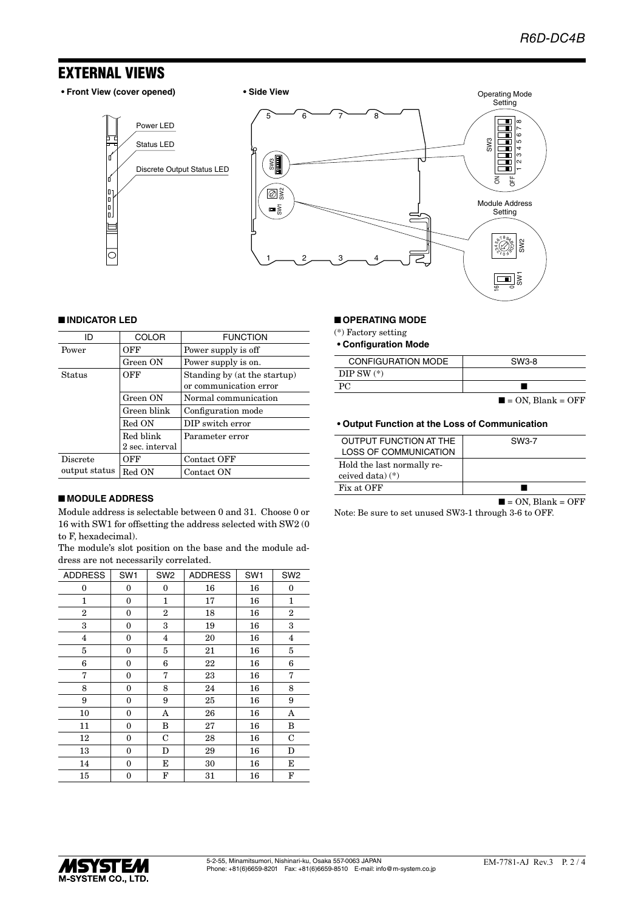## EXTERNAL VIEWS

**• Front View (cover opened)**

Power LED
Status LED
Discrete Output Status LED

**• Side View**

Operating Mode Setting

Module Address Setting

### ■ INDICATOR LED

| ID | COLOR | FUNCTION |
|---|---|---|
| Power | OFF | Power supply is off |
| | Green ON | Power supply is on. |
| Status | OFF | Standing by (at the startup) or communication error |
| | Green ON | Normal communication |
| | Green blink | Configuration mode |
| | Red ON | DIP switch error |
| | Red blink 2 sec. interval | Parameter error |
| Discrete output status | OFF | Contact OFF |
| | Red ON | Contact ON |

### ■ MODULE ADDRESS

Module address is selectable between 0 and 31. Choose 0 or 16 with SW1 for offsetting the address selected with SW2 (0 to F, hexadecimal).

The module's slot position on the base and the module address are not necessarily correlated.

| ADDRESS | SW1 | SW2 | ADDRESS | SW1 | SW2 |
|---|---|---|---|---|---|
| 0 | 0 | 0 | 16 | 16 | 0 |
| 1 | 0 | 1 | 17 | 16 | 1 |
| 2 | 0 | 2 | 18 | 16 | 2 |
| 3 | 0 | 3 | 19 | 16 | 3 |
| 4 | 0 | 4 | 20 | 16 | 4 |
| 5 | 0 | 5 | 21 | 16 | 5 |
| 6 | 0 | 6 | 22 | 16 | 6 |
| 7 | 0 | 7 | 23 | 16 | 7 |
| 8 | 0 | 8 | 24 | 16 | 8 |
| 9 | 0 | 9 | 25 | 16 | 9 |
| 10 | 0 | A | 26 | 16 | A |
| 11 | 0 | B | 27 | 16 | B |
| 12 | 0 | C | 28 | 16 | C |
| 13 | 0 | D | 29 | 16 | D |
| 14 | 0 | E | 30 | 16 | E |
| 15 | 0 | F | 31 | 16 | F |

### ■ OPERATING MODE

(*) Factory setting

**• Configuration Mode**

| CONFIGURATION MODE | SW3-8 |
|---|---|
| DIP SW (*) | |
| PC | ■ |

■ = ON, Blank = OFF

**• Output Function at the Loss of Communication**

| OUTPUT FUNCTION AT THE LOSS OF COMMUNICATION | SW3-7 |
|---|---|
| Hold the last normally received data) (*) | |
| Fix at OFF | ■ |

■ = ON, Blank = OFF

Note: Be sure to set unused SW3-1 through 3-6 to OFF.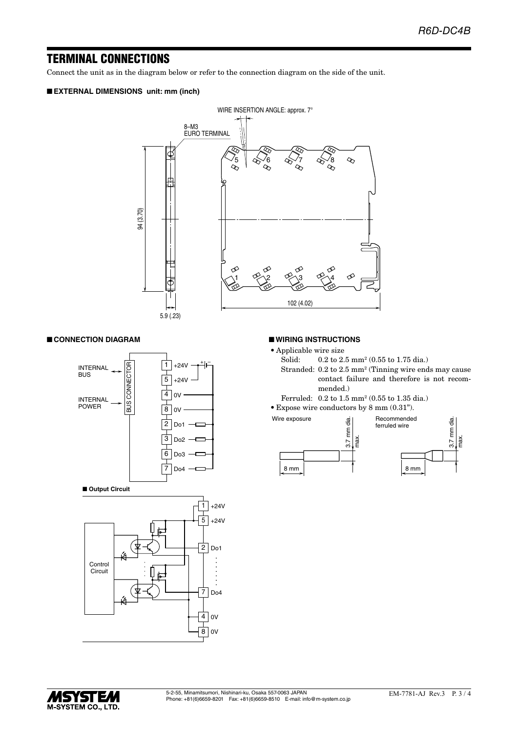# TERMINAL CONNECTIONS

Connect the unit as in the diagram below or refer to the connection diagram on the side of the unit.

### ■ EXTERNAL DIMENSIONS unit: mm (inch)

WIRE INSERTION ANGLE: approx. 7°

8–M3 EURO TERMINAL

94 (3.70)

5.9 (.23)

102 (4.02)

### ■ CONNECTION DIAGRAM

INTERNAL BUS

INTERNAL POWER

BUS CONNECTOR

| Terminal | Signal |
|---|---|
| 1 | +24V |
| 5 | +24V |
| 4 | 0V |
| 8 | 0V |
| 2 | Do1 |
| 3 | Do2 |
| 6 | Do3 |
| 7 | Do4 |

■ **Output Circuit**

Control Circuit

1 +24V, 5 +24V, 2 Do1, 7 Do4, 4 0V, 8 0V

### ■ WIRING INSTRUCTIONS

- Applicable wire size
  - Solid: 0.2 to 2.5 mm$^2$ (0.55 to 1.75 dia.)
  - Stranded: 0.2 to 2.5 mm$^2$ (Tinning wire ends may cause contact failure and therefore is not recommended.)
  - Ferruled: 0.2 to 1.5 mm$^2$ (0.55 to 1.35 dia.)
- Expose wire conductors by 8 mm (0.31").

Wire exposure: 8 mm, 3.7 mm dia. max.

Recommended ferruled wire: 8 mm, 3.7 mm dia. max.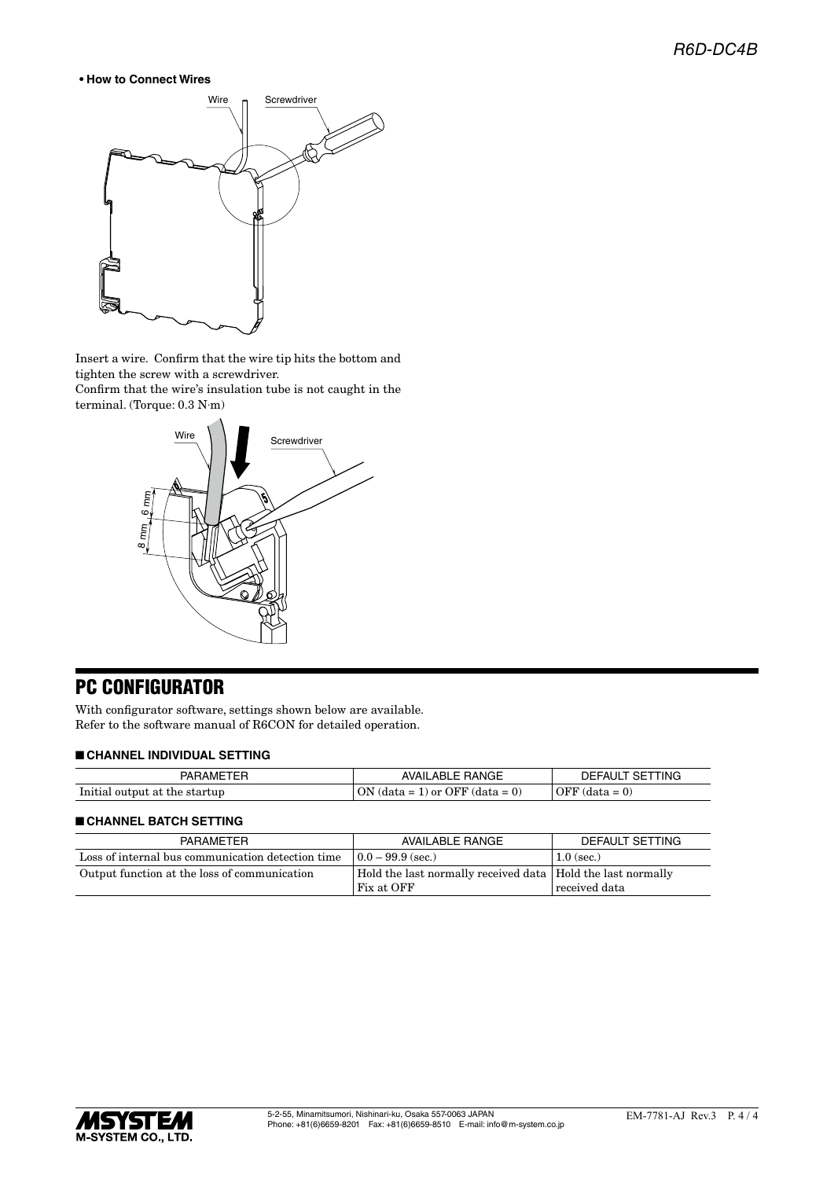• **How to Connect Wires**

Wire

Screwdriver

Insert a wire. Confirm that the wire tip hits the bottom and tighten the screw with a screwdriver.
Confirm that the wire's insulation tube is not caught in the terminal. (Torque: 0.3 N·m)

Wire

Screwdriver

6 mm

8 mm

# PC CONFIGURATOR

With configurator software, settings shown below are available.
Refer to the software manual of R6CON for detailed operation.

### ■ CHANNEL INDIVIDUAL SETTING

| PARAMETER | AVAILABLE RANGE | DEFAULT SETTING |
|---|---|---|
| Initial output at the startup | ON (data = 1) or OFF (data = 0) | OFF (data = 0) |

### ■ CHANNEL BATCH SETTING

| PARAMETER | AVAILABLE RANGE | DEFAULT SETTING |
|---|---|---|
| Loss of internal bus communication detection time | 0.0 – 99.9 (sec.) | 1.0 (sec.) |
| Output function at the loss of communication | Hold the last normally received data<br>Fix at OFF | Hold the last normally received data |